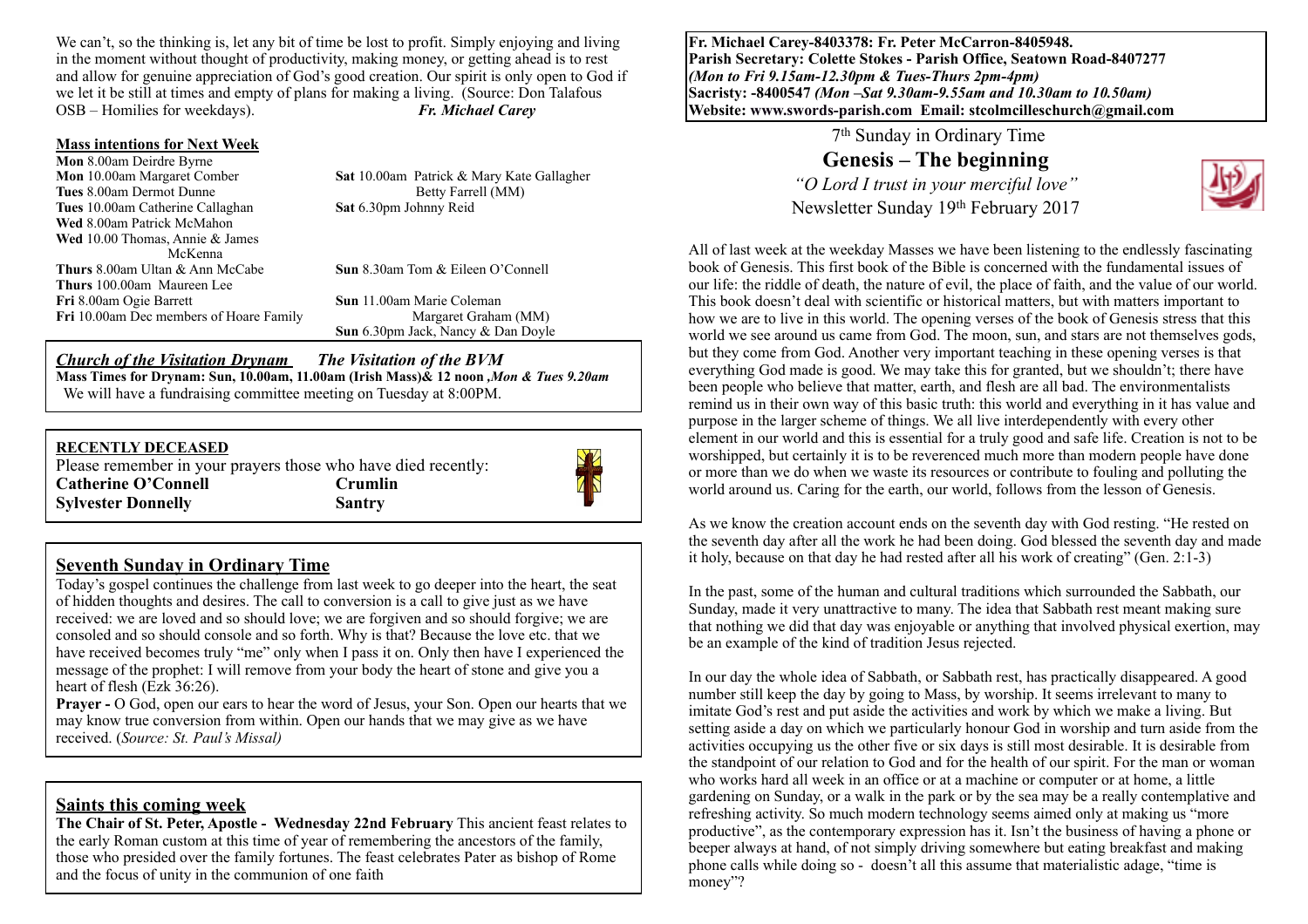We can't, so the thinking is, let any bit of time be lost to profit. Simply enjoying and living in the moment without thought of productivity, making money, or getting ahead is to rest and allow for genuine appreciation of God's good creation. Our spirit is only open to God if we let it be still at times and empty of plans for making a living. (Source: Don Talafous OSB – Homilies for weekdays). ***Fr. Michael Carey***

**Mass intentions for Next Week**

**Mon** 8.00am Deirdre Byrne
**Mon** 10.00am Margaret Comber
**Tues** 8.00am Dermot Dunne
**Tues** 10.00am Catherine Callaghan
**Wed** 8.00am Patrick McMahon
**Wed** 10.00 Thomas, Annie & James McKenna
**Thurs** 8.00am Ultan & Ann McCabe
**Thurs** 100.00am Maureen Lee
**Fri** 8.00am Ogie Barrett
**Fri** 10.00am Dec members of Hoare Family
**Sat** 10.00am Patrick & Mary Kate Gallagher
Betty Farrell (MM)
**Sat** 6.30pm Johnny Reid
**Sun** 8.30am Tom & Eileen O'Connell
**Sun** 11.00am Marie Coleman
Margaret Graham (MM)
**Sun** 6.30pm Jack, Nancy & Dan Doyle

***Church of the Visitation Drynam*** ***The Visitation of the BVM***
**Mass Times for Drynam: Sun, 10.00am, 11.00am (Irish Mass)& 12 noon ,*Mon & Tues 9.20am***
We will have a fundraising committee meeting on Tuesday at 8:00PM.

**RECENTLY DECEASED**
Please remember in your prayers those who have died recently:
**Catherine O'Connell** **Crumlin**
**Sylvester Donnelly** **Santry**

## Seventh Sunday in Ordinary Time

Today's gospel continues the challenge from last week to go deeper into the heart, the seat of hidden thoughts and desires. The call to conversion is a call to give just as we have received: we are loved and so should love; we are forgiven and so should forgive; we are consoled and so should console and so forth. Why is that? Because the love etc. that we have received becomes truly "me" only when I pass it on. Only then have I experienced the message of the prophet: I will remove from your body the heart of stone and give you a heart of flesh (Ezk 36:26).

**Prayer -** O God, open our ears to hear the word of Jesus, your Son. Open our hearts that we may know true conversion from within. Open our hands that we may give as we have received. (*Source: St. Paul's Missal)*

## Saints this coming week

**The Chair of St. Peter, Apostle - Wednesday 22nd February** This ancient feast relates to the early Roman custom at this time of year of remembering the ancestors of the family, those who presided over the family fortunes. The feast celebrates Pater as bishop of Rome and the focus of unity in the communion of one faith

**Fr. Michael Carey-8403378: Fr. Peter McCarron-8405948.**
**Parish Secretary: Colette Stokes - Parish Office, Seatown Road-8407277**
***(Mon to Fri 9.15am-12.30pm & Tues-Thurs 2pm-4pm)***
**Sacristy: -8400547 *(Mon –Sat 9.30am-9.55am and 10.30am to 10.50am)***
**Website: www.swords-parish.com Email: stcolmcilleschurch@gmail.com**

7th Sunday in Ordinary Time

# Genesis – The beginning

*"O Lord I trust in your merciful love"*

Newsletter Sunday 19th February 2017

All of last week at the weekday Masses we have been listening to the endlessly fascinating book of Genesis. This first book of the Bible is concerned with the fundamental issues of our life: the riddle of death, the nature of evil, the place of faith, and the value of our world. This book doesn't deal with scientific or historical matters, but with matters important to how we are to live in this world. The opening verses of the book of Genesis stress that this world we see around us came from God. The moon, sun, and stars are not themselves gods, but they come from God. Another very important teaching in these opening verses is that everything God made is good. We may take this for granted, but we shouldn't; there have been people who believe that matter, earth, and flesh are all bad. The environmentalists remind us in their own way of this basic truth: this world and everything in it has value and purpose in the larger scheme of things. We all live interdependently with every other element in our world and this is essential for a truly good and safe life. Creation is not to be worshipped, but certainly it is to be reverenced much more than modern people have done or more than we do when we waste its resources or contribute to fouling and polluting the world around us. Caring for the earth, our world, follows from the lesson of Genesis.

As we know the creation account ends on the seventh day with God resting. "He rested on the seventh day after all the work he had been doing. God blessed the seventh day and made it holy, because on that day he had rested after all his work of creating" (Gen. 2:1-3)

In the past, some of the human and cultural traditions which surrounded the Sabbath, our Sunday, made it very unattractive to many. The idea that Sabbath rest meant making sure that nothing we did that day was enjoyable or anything that involved physical exertion, may be an example of the kind of tradition Jesus rejected.

In our day the whole idea of Sabbath, or Sabbath rest, has practically disappeared. A good number still keep the day by going to Mass, by worship. It seems irrelevant to many to imitate God's rest and put aside the activities and work by which we make a living. But setting aside a day on which we particularly honour God in worship and turn aside from the activities occupying us the other five or six days is still most desirable. It is desirable from the standpoint of our relation to God and for the health of our spirit. For the man or woman who works hard all week in an office or at a machine or computer or at home, a little gardening on Sunday, or a walk in the park or by the sea may be a really contemplative and refreshing activity. So much modern technology seems aimed only at making us "more productive", as the contemporary expression has it. Isn't the business of having a phone or beeper always at hand, of not simply driving somewhere but eating breakfast and making phone calls while doing so - doesn't all this assume that materialistic adage, "time is money"?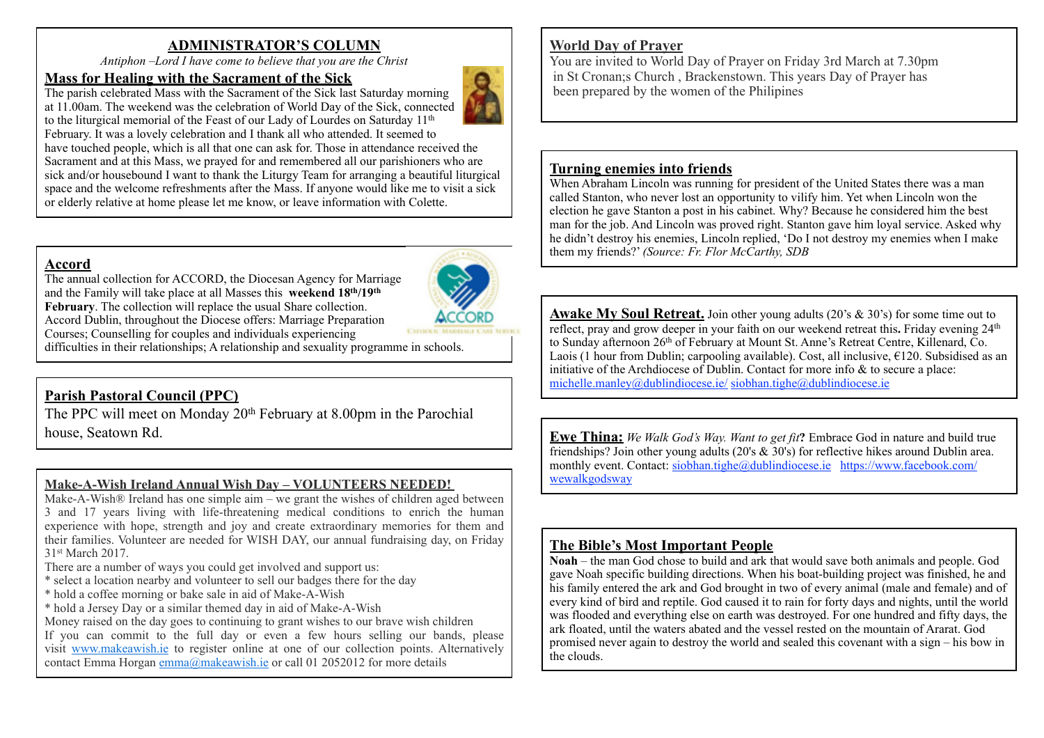## ADMINISTRATOR'S COLUMN

*Antiphon –Lord I have come to believe that you are the Christ*

### Mass for Healing with the Sacrament of the Sick

The parish celebrated Mass with the Sacrament of the Sick last Saturday morning at 11.00am. The weekend was the celebration of World Day of the Sick, connected to the liturgical memorial of the Feast of our Lady of Lourdes on Saturday 11th February. It was a lovely celebration and I thank all who attended. It seemed to have touched people, which is all that one can ask for. Those in attendance received the Sacrament and at this Mass, we prayed for and remembered all our parishioners who are sick and/or housebound I want to thank the Liturgy Team for arranging a beautiful liturgical space and the welcome refreshments after the Mass. If anyone would like me to visit a sick or elderly relative at home please let me know, or leave information with Colette.

### Accord

The annual collection for ACCORD, the Diocesan Agency for Marriage and the Family will take place at all Masses this **weekend 18th/19th February**. The collection will replace the usual Share collection. Accord Dublin, throughout the Diocese offers: Marriage Preparation Courses; Counselling for couples and individuals experiencing difficulties in their relationships; A relationship and sexuality programme in schools.

### Parish Pastoral Council (PPC)

The PPC will meet on Monday 20th February at 8.00pm in the Parochial house, Seatown Rd.

### Make-A-Wish Ireland Annual Wish Day – VOLUNTEERS NEEDED!

Make-A-Wish® Ireland has one simple aim – we grant the wishes of children aged between 3 and 17 years living with life-threatening medical conditions to enrich the human experience with hope, strength and joy and create extraordinary memories for them and their families. Volunteer are needed for WISH DAY, our annual fundraising day, on Friday 31st March 2017.

There are a number of ways you could get involved and support us:

* select a location nearby and volunteer to sell our badges there for the day
* hold a coffee morning or bake sale in aid of Make-A-Wish
* hold a Jersey Day or a similar themed day in aid of Make-A-Wish

Money raised on the day goes to continuing to grant wishes to our brave wish children

If you can commit to the full day or even a few hours selling our bands, please visit www.makeawish.ie to register online at one of our collection points. Alternatively contact Emma Horgan emma@makeawish.ie or call 01 2052012 for more details

### World Day of Prayer

You are invited to World Day of Prayer on Friday 3rd March at 7.30pm in St Cronan;s Church , Brackenstown. This years Day of Prayer has been prepared by the women of the Philipines

### Turning enemies into friends

When Abraham Lincoln was running for president of the United States there was a man called Stanton, who never lost an opportunity to vilify him. Yet when Lincoln won the election he gave Stanton a post in his cabinet. Why? Because he considered him the best man for the job. And Lincoln was proved right. Stanton gave him loyal service. Asked why he didn't destroy his enemies, Lincoln replied, 'Do I not destroy my enemies when I make them my friends?' *(Source: Fr. Flor McCarthy, SDB*

**Awake My Soul Retreat.** Join other young adults (20's & 30's) for some time out to reflect, pray and grow deeper in your faith on our weekend retreat this**.** Friday evening 24th to Sunday afternoon 26th of February at Mount St. Anne's Retreat Centre, Killenard, Co. Laois (1 hour from Dublin; carpooling available). Cost, all inclusive, €120. Subsidised as an initiative of the Archdiocese of Dublin. Contact for more info & to secure a place: michelle.manley@dublindiocese.ie/ siobhan.tighe@dublindiocese.ie

**Ewe Thina:** *We Walk God's Way. Want to get fit***?** Embrace God in nature and build true friendships? Join other young adults (20's & 30's) for reflective hikes around Dublin area. monthly event. Contact: siobhan.tighe@dublindiocese.ie https://www.facebook.com/wewalkgodsway

### The Bible's Most Important People

**Noah** – the man God chose to build and ark that would save both animals and people. God gave Noah specific building directions. When his boat-building project was finished, he and his family entered the ark and God brought in two of every animal (male and female) and of every kind of bird and reptile. God caused it to rain for forty days and nights, until the world was flooded and everything else on earth was destroyed. For one hundred and fifty days, the ark floated, until the waters abated and the vessel rested on the mountain of Ararat. God promised never again to destroy the world and sealed this covenant with a sign – his bow in the clouds.